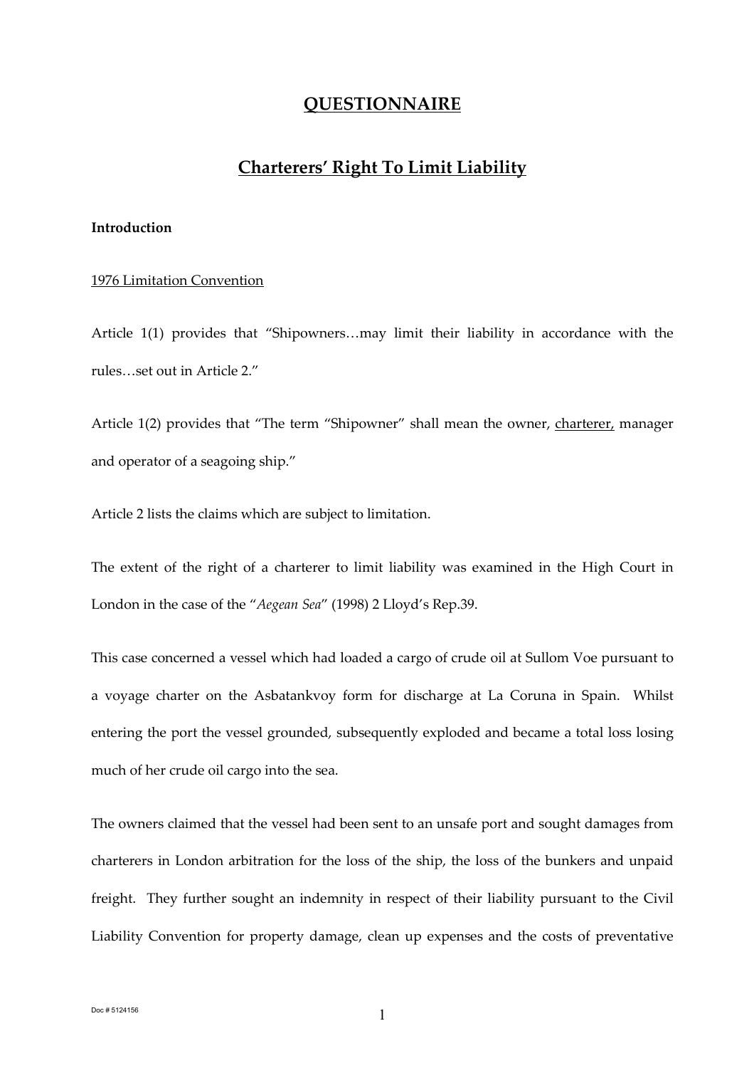# QUESTIONNAIRE

## Charterers' Right To Limit Liability

**Introduction**

1976 Limitation Convention

Article 1(1) provides that "Shipowners…may limit their liability in accordance with the rules…set out in Article 2."

Article 1(2) provides that "The term "Shipowner" shall mean the owner, charterer, manager and operator of a seagoing ship."

Article 2 lists the claims which are subject to limitation.

The extent of the right of a charterer to limit liability was examined in the High Court in London in the case of the "*Aegean Sea*" (1998) 2 Lloyd's Rep.39.

This case concerned a vessel which had loaded a cargo of crude oil at Sullom Voe pursuant to a voyage charter on the Asbatankvoy form for discharge at La Coruna in Spain. Whilst entering the port the vessel grounded, subsequently exploded and became a total loss losing much of her crude oil cargo into the sea.

The owners claimed that the vessel had been sent to an unsafe port and sought damages from charterers in London arbitration for the loss of the ship, the loss of the bunkers and unpaid freight. They further sought an indemnity in respect of their liability pursuant to the Civil Liability Convention for property damage, clean up expenses and the costs of preventative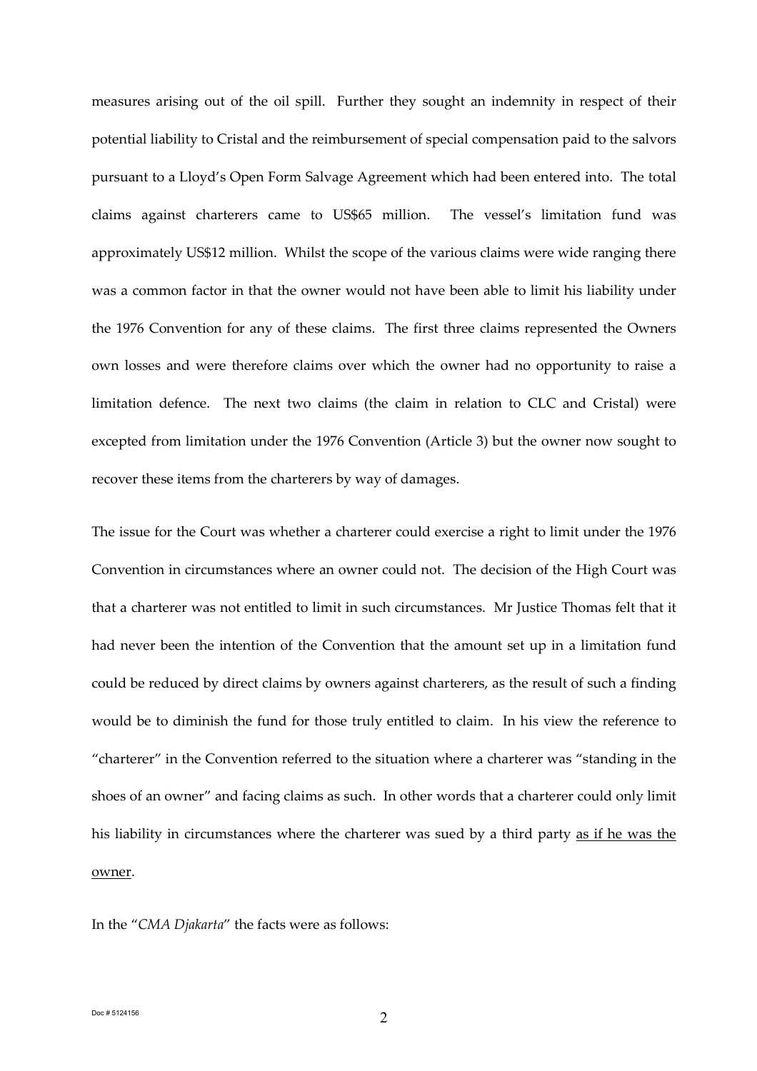measures arising out of the oil spill. Further they sought an indemnity in respect of their potential liability to Cristal and the reimbursement of special compensation paid to the salvors pursuant to a Lloyd's Open Form Salvage Agreement which had been entered into. The total claims against charterers came to US$65 million. The vessel's limitation fund was approximately US$12 million. Whilst the scope of the various claims were wide ranging there was a common factor in that the owner would not have been able to limit his liability under the 1976 Convention for any of these claims. The first three claims represented the Owners own losses and were therefore claims over which the owner had no opportunity to raise a limitation defence. The next two claims (the claim in relation to CLC and Cristal) were excepted from limitation under the 1976 Convention (Article 3) but the owner now sought to recover these items from the charterers by way of damages.

The issue for the Court was whether a charterer could exercise a right to limit under the 1976 Convention in circumstances where an owner could not. The decision of the High Court was that a charterer was not entitled to limit in such circumstances. Mr Justice Thomas felt that it had never been the intention of the Convention that the amount set up in a limitation fund could be reduced by direct claims by owners against charterers, as the result of such a finding would be to diminish the fund for those truly entitled to claim. In his view the reference to "charterer" in the Convention referred to the situation where a charterer was "standing in the shoes of an owner" and facing claims as such. In other words that a charterer could only limit his liability in circumstances where the charterer was sued by a third party as if he was the owner.

In the "*CMA Djakarta*" the facts were as follows: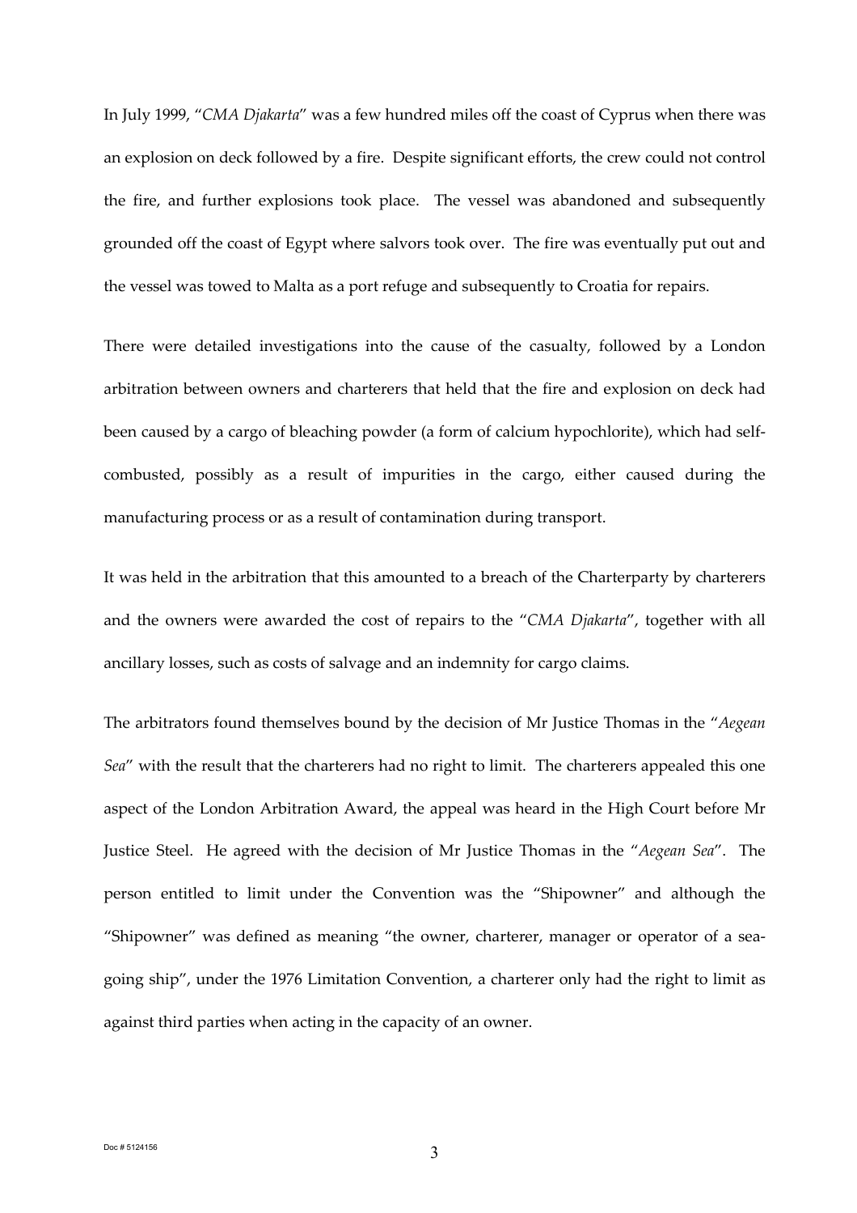In July 1999, "*CMA Djakarta*" was a few hundred miles off the coast of Cyprus when there was an explosion on deck followed by a fire. Despite significant efforts, the crew could not control the fire, and further explosions took place. The vessel was abandoned and subsequently grounded off the coast of Egypt where salvors took over. The fire was eventually put out and the vessel was towed to Malta as a port refuge and subsequently to Croatia for repairs.

There were detailed investigations into the cause of the casualty, followed by a London arbitration between owners and charterers that held that the fire and explosion on deck had been caused by a cargo of bleaching powder (a form of calcium hypochlorite), which had self-combusted, possibly as a result of impurities in the cargo, either caused during the manufacturing process or as a result of contamination during transport.

It was held in the arbitration that this amounted to a breach of the Charterparty by charterers and the owners were awarded the cost of repairs to the "*CMA Djakarta*", together with all ancillary losses, such as costs of salvage and an indemnity for cargo claims.

The arbitrators found themselves bound by the decision of Mr Justice Thomas in the "*Aegean Sea*" with the result that the charterers had no right to limit. The charterers appealed this one aspect of the London Arbitration Award, the appeal was heard in the High Court before Mr Justice Steel. He agreed with the decision of Mr Justice Thomas in the "*Aegean Sea*". The person entitled to limit under the Convention was the "Shipowner" and although the "Shipowner" was defined as meaning "the owner, charterer, manager or operator of a sea-going ship", under the 1976 Limitation Convention, a charterer only had the right to limit as against third parties when acting in the capacity of an owner.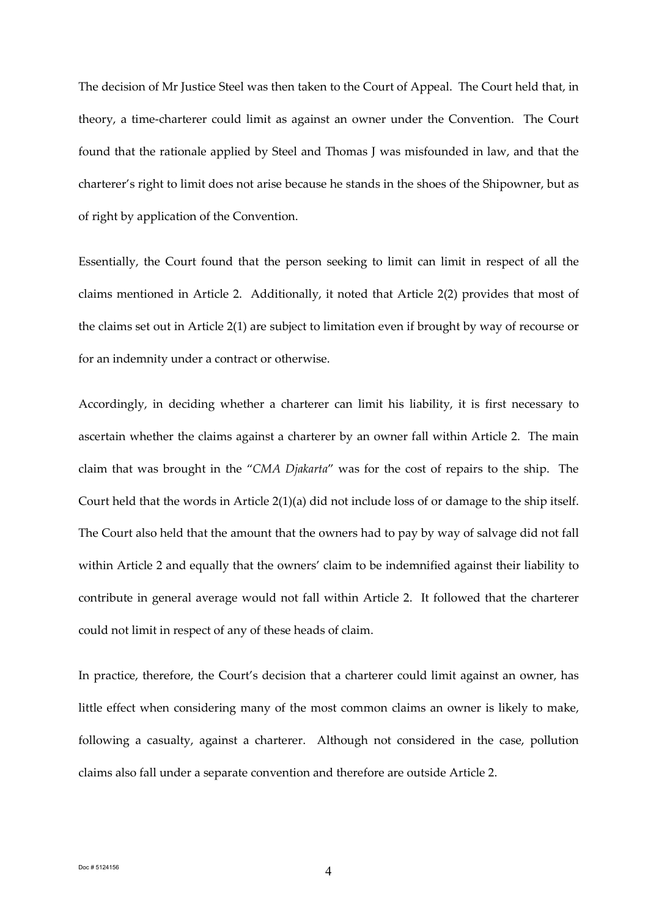The decision of Mr Justice Steel was then taken to the Court of Appeal. The Court held that, in theory, a time-charterer could limit as against an owner under the Convention. The Court found that the rationale applied by Steel and Thomas J was misfounded in law, and that the charterer's right to limit does not arise because he stands in the shoes of the Shipowner, but as of right by application of the Convention.

Essentially, the Court found that the person seeking to limit can limit in respect of all the claims mentioned in Article 2. Additionally, it noted that Article 2(2) provides that most of the claims set out in Article 2(1) are subject to limitation even if brought by way of recourse or for an indemnity under a contract or otherwise.

Accordingly, in deciding whether a charterer can limit his liability, it is first necessary to ascertain whether the claims against a charterer by an owner fall within Article 2. The main claim that was brought in the "*CMA Djakarta*" was for the cost of repairs to the ship. The Court held that the words in Article 2(1)(a) did not include loss of or damage to the ship itself. The Court also held that the amount that the owners had to pay by way of salvage did not fall within Article 2 and equally that the owners' claim to be indemnified against their liability to contribute in general average would not fall within Article 2. It followed that the charterer could not limit in respect of any of these heads of claim.

In practice, therefore, the Court's decision that a charterer could limit against an owner, has little effect when considering many of the most common claims an owner is likely to make, following a casualty, against a charterer. Although not considered in the case, pollution claims also fall under a separate convention and therefore are outside Article 2.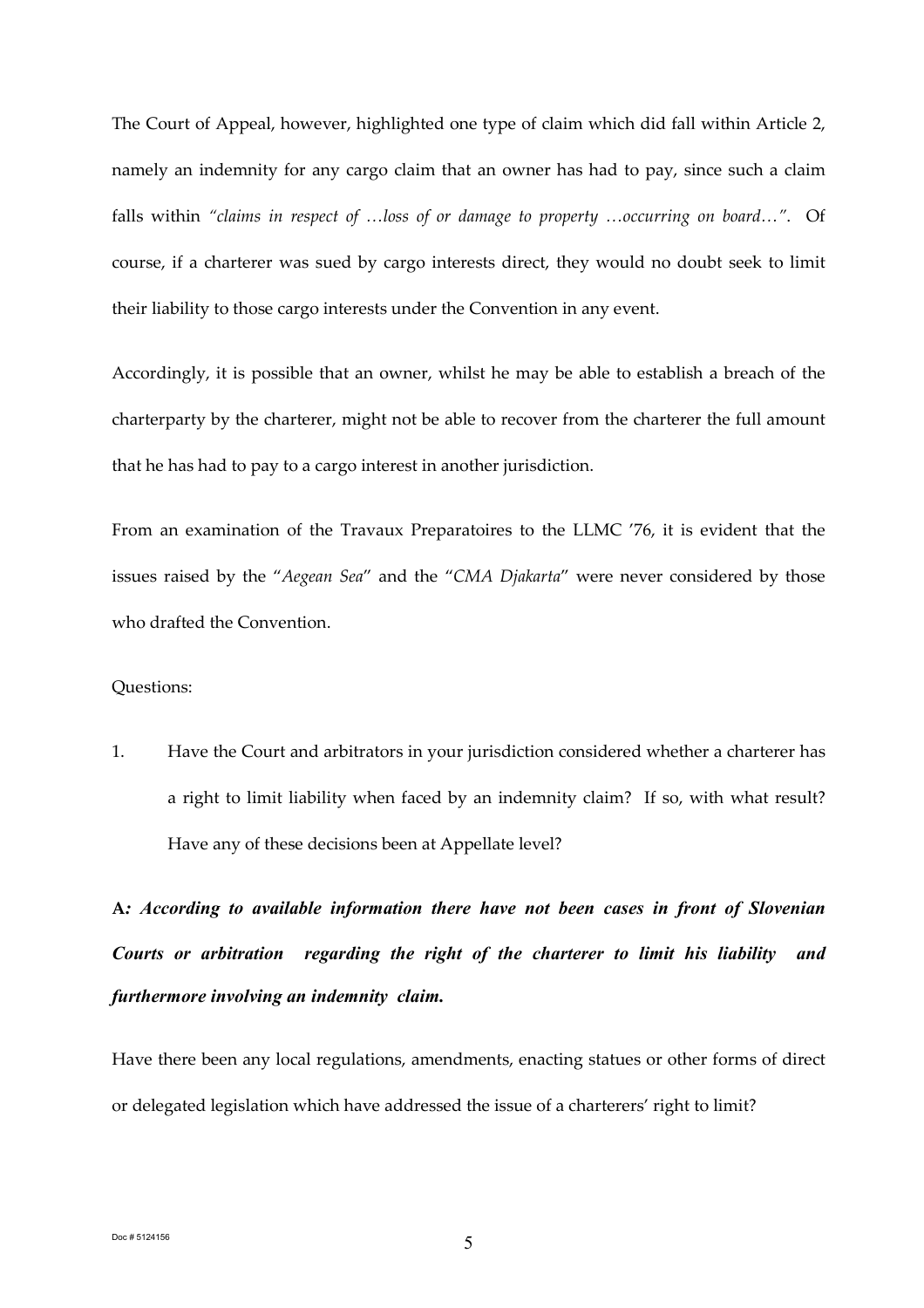The Court of Appeal, however, highlighted one type of claim which did fall within Article 2, namely an indemnity for any cargo claim that an owner has had to pay, since such a claim falls within *"claims in respect of …loss of or damage to property …occurring on board…"*. Of course, if a charterer was sued by cargo interests direct, they would no doubt seek to limit their liability to those cargo interests under the Convention in any event.

Accordingly, it is possible that an owner, whilst he may be able to establish a breach of the charterparty by the charterer, might not be able to recover from the charterer the full amount that he has had to pay to a cargo interest in another jurisdiction.

From an examination of the Travaux Preparatoires to the LLMC '76, it is evident that the issues raised by the "*Aegean Sea*" and the "*CMA Djakarta*" were never considered by those who drafted the Convention.

Questions:

1. Have the Court and arbitrators in your jurisdiction considered whether a charterer has a right to limit liability when faced by an indemnity claim? If so, with what result? Have any of these decisions been at Appellate level?

**A*: According to available information there have not been cases in front of Slovenian Courts or arbitration regarding the right of the charterer to limit his liability and furthermore involving an indemnity claim.***

Have there been any local regulations, amendments, enacting statues or other forms of direct or delegated legislation which have addressed the issue of a charterers' right to limit?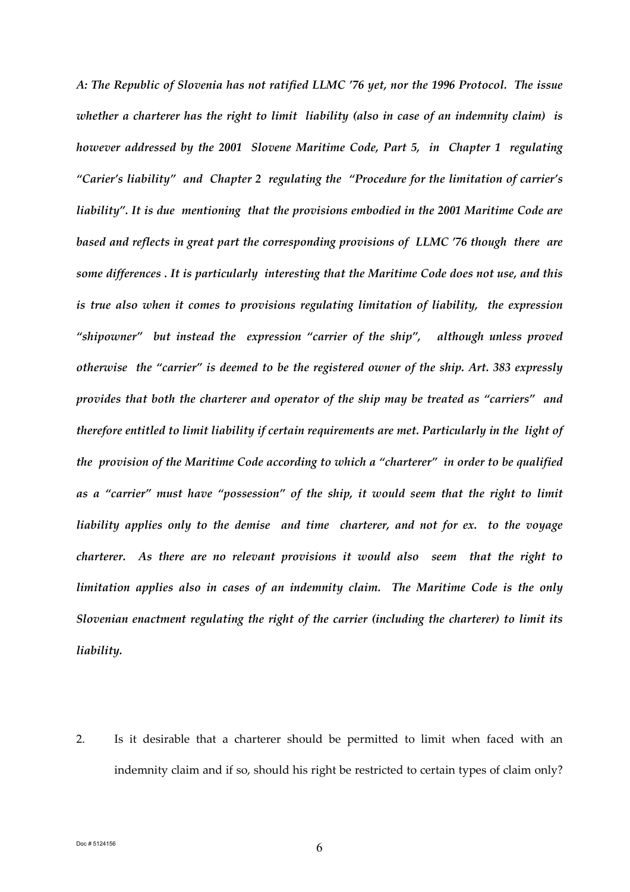*A: The Republic of Slovenia has not ratified LLMC '76 yet, nor the 1996 Protocol. The issue whether a charterer has the right to limit liability (also in case of an indemnity claim) is however addressed by the 2001 Slovene Maritime Code, Part 5, in Chapter 1 regulating "Carier's liability" and Chapter 2 regulating the "Procedure for the limitation of carrier's liability". It is due mentioning that the provisions embodied in the 2001 Maritime Code are based and reflects in great part the corresponding provisions of LLMC '76 though there are some differences . It is particularly interesting that the Maritime Code does not use, and this is true also when it comes to provisions regulating limitation of liability, the expression "shipowner" but instead the expression "carrier of the ship", although unless proved otherwise the "carrier" is deemed to be the registered owner of the ship. Art. 383 expressly provides that both the charterer and operator of the ship may be treated as "carriers" and therefore entitled to limit liability if certain requirements are met. Particularly in the light of the provision of the Maritime Code according to which a "charterer" in order to be qualified as a "carrier" must have "possession" of the ship, it would seem that the right to limit liability applies only to the demise and time charterer, and not for ex. to the voyage charterer. As there are no relevant provisions it would also seem that the right to limitation applies also in cases of an indemnity claim. The Maritime Code is the only Slovenian enactment regulating the right of the carrier (including the charterer) to limit its liability.*

2. Is it desirable that a charterer should be permitted to limit when faced with an indemnity claim and if so, should his right be restricted to certain types of claim only?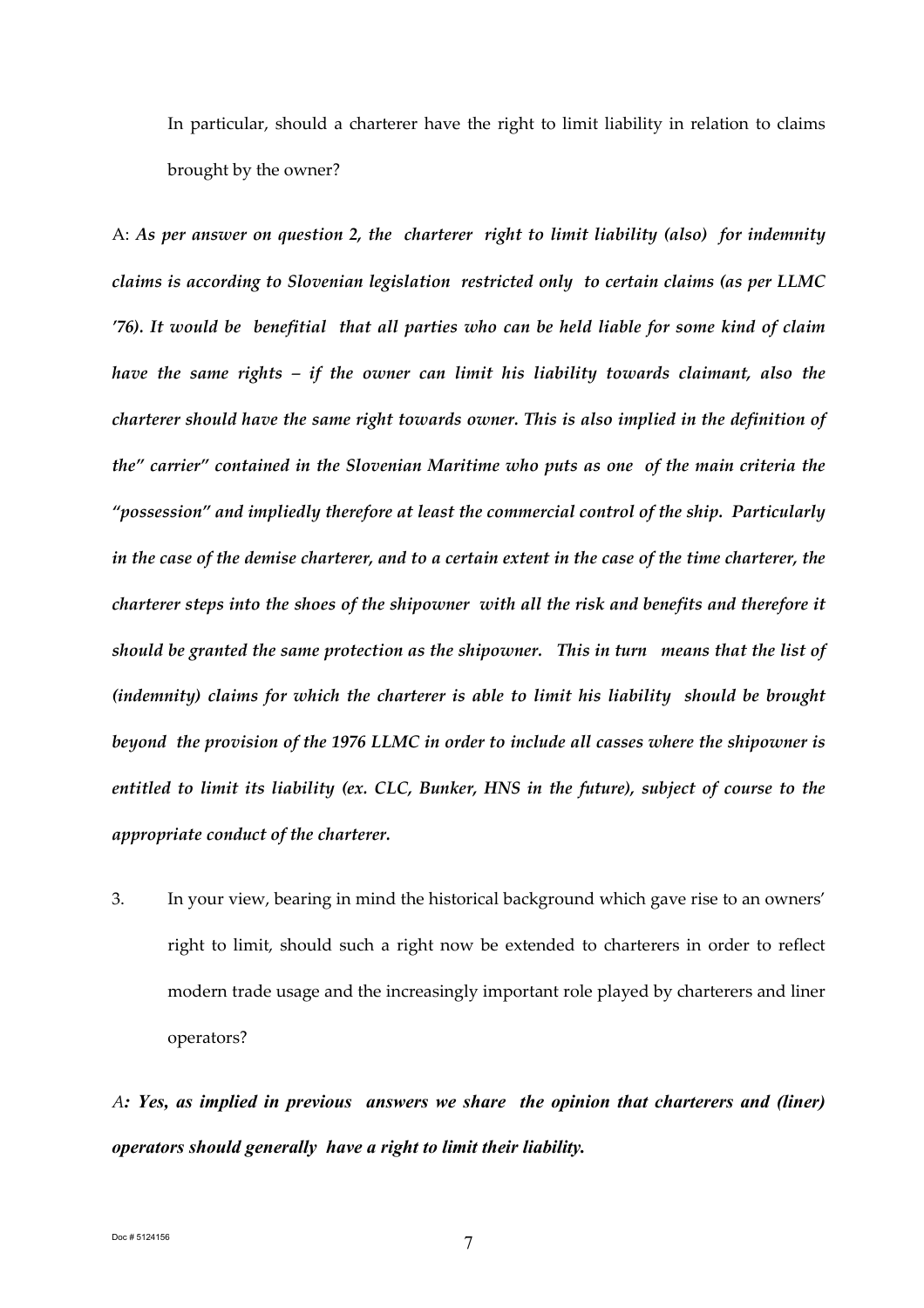In particular, should a charterer have the right to limit liability in relation to claims brought by the owner?

A: *As per answer on question 2, the charterer right to limit liability (also) for indemnity claims is according to Slovenian legislation restricted only to certain claims (as per LLMC '76). It would be benefitial that all parties who can be held liable for some kind of claim have the same rights – if the owner can limit his liability towards claimant, also the charterer should have the same right towards owner. This is also implied in the definition of the" carrier" contained in the Slovenian Maritime who puts as one of the main criteria the "possession" and impliedly therefore at least the commercial control of the ship. Particularly in the case of the demise charterer, and to a certain extent in the case of the time charterer, the charterer steps into the shoes of the shipowner with all the risk and benefits and therefore it should be granted the same protection as the shipowner. This in turn means that the list of (indemnity) claims for which the charterer is able to limit his liability should be brought beyond the provision of the 1976 LLMC in order to include all casses where the shipowner is entitled to limit its liability (ex. CLC, Bunker, HNS in the future), subject of course to the appropriate conduct of the charterer.*

3. In your view, bearing in mind the historical background which gave rise to an owners' right to limit, should such a right now be extended to charterers in order to reflect modern trade usage and the increasingly important role played by charterers and liner operators?

*A**: Yes, as implied in previous answers we share the opinion that charterers and (liner) operators should generally have a right to limit their liability.***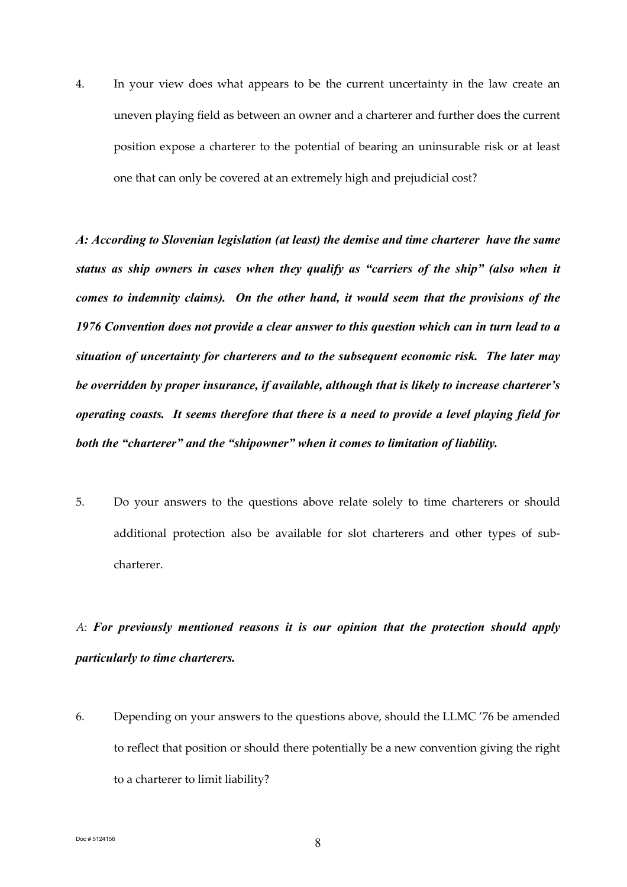4. In your view does what appears to be the current uncertainty in the law create an uneven playing field as between an owner and a charterer and further does the current position expose a charterer to the potential of bearing an uninsurable risk or at least one that can only be covered at an extremely high and prejudicial cost?

***A: According to Slovenian legislation (at least) the demise and time charterer have the same status as ship owners in cases when they qualify as "carriers of the ship" (also when it comes to indemnity claims). On the other hand, it would seem that the provisions of the 1976 Convention does not provide a clear answer to this question which can in turn lead to a situation of uncertainty for charterers and to the subsequent economic risk. The later may be overridden by proper insurance, if available, although that is likely to increase charterer's operating coasts. It seems therefore that there is a need to provide a level playing field for both the "charterer" and the "shipowner" when it comes to limitation of liability.***

5. Do your answers to the questions above relate solely to time charterers or should additional protection also be available for slot charterers and other types of sub-charterer.

*A:* ***For previously mentioned reasons it is our opinion that the protection should apply particularly to time charterers.***

6. Depending on your answers to the questions above, should the LLMC '76 be amended to reflect that position or should there potentially be a new convention giving the right to a charterer to limit liability?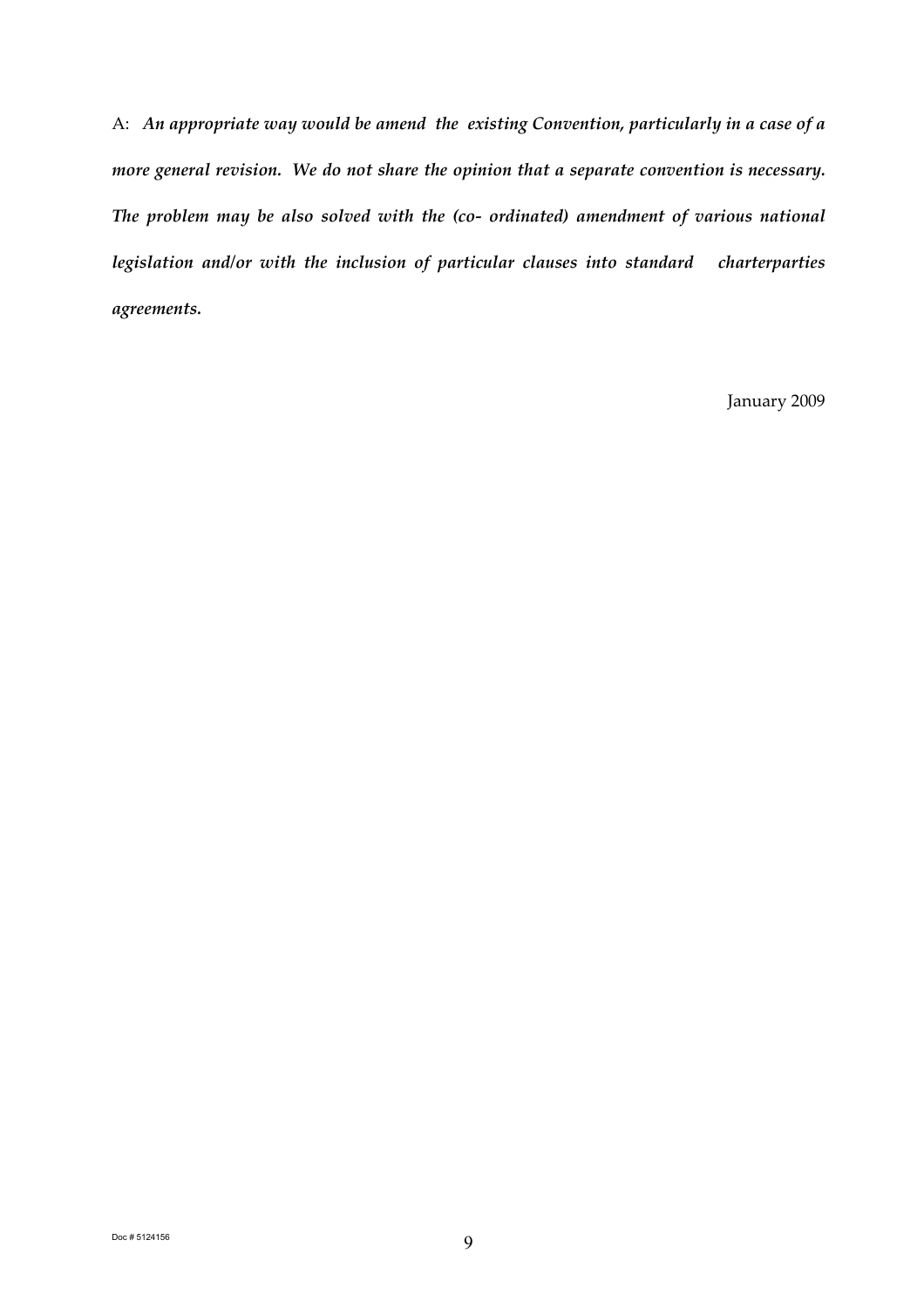A: *An appropriate way would be amend the existing Convention, particularly in a case of a more general revision. We do not share the opinion that a separate convention is necessary. The problem may be also solved with the (co- ordinated) amendment of various national legislation and/or with the inclusion of particular clauses into standard charterparties agreements.*

January 2009

Doc # 5124156